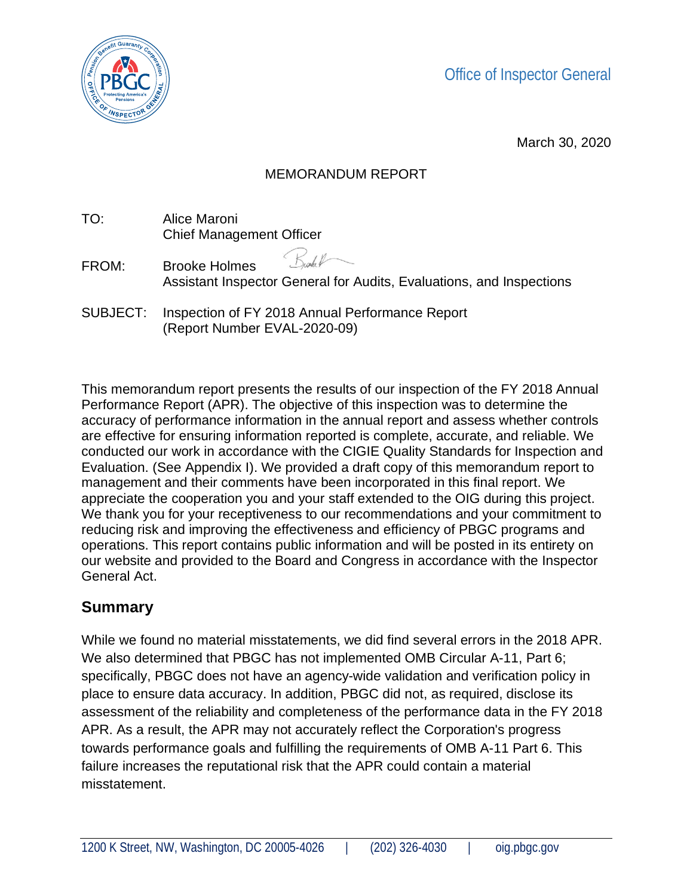Office of Inspector General

March 30, 2020

MEMORANDUM REPORT

TO: Alice Maroni
Chief Management Officer

FROM: Brooke Holmes
Assistant Inspector General for Audits, Evaluations, and Inspections

SUBJECT: Inspection of FY 2018 Annual Performance Report
(Report Number EVAL-2020-09)

This memorandum report presents the results of our inspection of the FY 2018 Annual Performance Report (APR). The objective of this inspection was to determine the accuracy of performance information in the annual report and assess whether controls are effective for ensuring information reported is complete, accurate, and reliable. We conducted our work in accordance with the CIGIE Quality Standards for Inspection and Evaluation. (See Appendix I). We provided a draft copy of this memorandum report to management and their comments have been incorporated in this final report. We appreciate the cooperation you and your staff extended to the OIG during this project. We thank you for your receptiveness to our recommendations and your commitment to reducing risk and improving the effectiveness and efficiency of PBGC programs and operations. This report contains public information and will be posted in its entirety on our website and provided to the Board and Congress in accordance with the Inspector General Act.

## Summary

While we found no material misstatements, we did find several errors in the 2018 APR. We also determined that PBGC has not implemented OMB Circular A-11, Part 6; specifically, PBGC does not have an agency-wide validation and verification policy in place to ensure data accuracy. In addition, PBGC did not, as required, disclose its assessment of the reliability and completeness of the performance data in the FY 2018 APR. As a result, the APR may not accurately reflect the Corporation's progress towards performance goals and fulfilling the requirements of OMB A-11 Part 6. This failure increases the reputational risk that the APR could contain a material misstatement.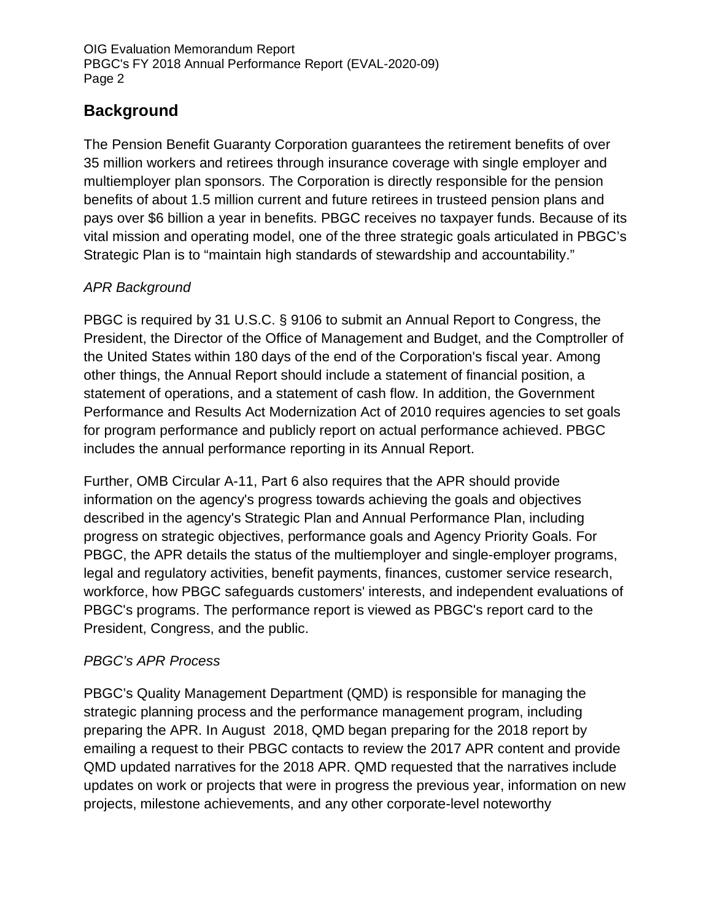## Background

The Pension Benefit Guaranty Corporation guarantees the retirement benefits of over 35 million workers and retirees through insurance coverage with single employer and multiemployer plan sponsors. The Corporation is directly responsible for the pension benefits of about 1.5 million current and future retirees in trusteed pension plans and pays over $6 billion a year in benefits. PBGC receives no taxpayer funds. Because of its vital mission and operating model, one of the three strategic goals articulated in PBGC's Strategic Plan is to "maintain high standards of stewardship and accountability."

*APR Background*

PBGC is required by 31 U.S.C. § 9106 to submit an Annual Report to Congress, the President, the Director of the Office of Management and Budget, and the Comptroller of the United States within 180 days of the end of the Corporation's fiscal year. Among other things, the Annual Report should include a statement of financial position, a statement of operations, and a statement of cash flow. In addition, the Government Performance and Results Act Modernization Act of 2010 requires agencies to set goals for program performance and publicly report on actual performance achieved. PBGC includes the annual performance reporting in its Annual Report.

Further, OMB Circular A-11, Part 6 also requires that the APR should provide information on the agency's progress towards achieving the goals and objectives described in the agency's Strategic Plan and Annual Performance Plan, including progress on strategic objectives, performance goals and Agency Priority Goals. For PBGC, the APR details the status of the multiemployer and single-employer programs, legal and regulatory activities, benefit payments, finances, customer service research, workforce, how PBGC safeguards customers' interests, and independent evaluations of PBGC's programs. The performance report is viewed as PBGC's report card to the President, Congress, and the public.

*PBGC's APR Process*

PBGC's Quality Management Department (QMD) is responsible for managing the strategic planning process and the performance management program, including preparing the APR. In August 2018, QMD began preparing for the 2018 report by emailing a request to their PBGC contacts to review the 2017 APR content and provide QMD updated narratives for the 2018 APR. QMD requested that the narratives include updates on work or projects that were in progress the previous year, information on new projects, milestone achievements, and any other corporate-level noteworthy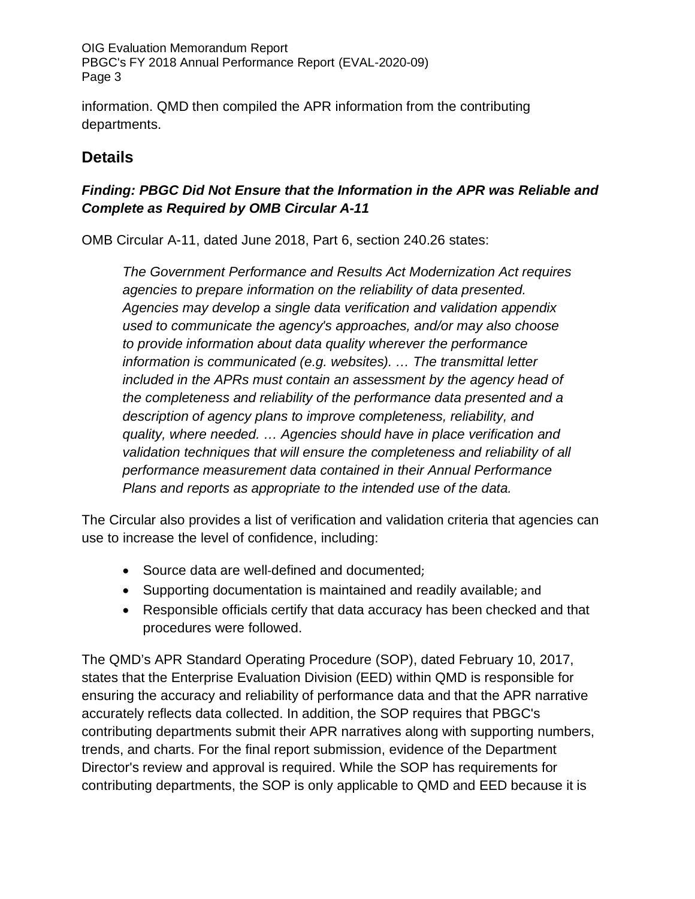information. QMD then compiled the APR information from the contributing departments.

## Details

### *Finding: PBGC Did Not Ensure that the Information in the APR was Reliable and Complete as Required by OMB Circular A-11*

OMB Circular A-11, dated June 2018, Part 6, section 240.26 states:

> *The Government Performance and Results Act Modernization Act requires agencies to prepare information on the reliability of data presented. Agencies may develop a single data verification and validation appendix used to communicate the agency's approaches, and/or may also choose to provide information about data quality wherever the performance information is communicated (e.g. websites). … The transmittal letter included in the APRs must contain an assessment by the agency head of the completeness and reliability of the performance data presented and a description of agency plans to improve completeness, reliability, and quality, where needed. … Agencies should have in place verification and validation techniques that will ensure the completeness and reliability of all performance measurement data contained in their Annual Performance Plans and reports as appropriate to the intended use of the data.*

The Circular also provides a list of verification and validation criteria that agencies can use to increase the level of confidence, including:

- Source data are well-defined and documented;
- Supporting documentation is maintained and readily available; and
- Responsible officials certify that data accuracy has been checked and that procedures were followed.

The QMD's APR Standard Operating Procedure (SOP), dated February 10, 2017, states that the Enterprise Evaluation Division (EED) within QMD is responsible for ensuring the accuracy and reliability of performance data and that the APR narrative accurately reflects data collected. In addition, the SOP requires that PBGC's contributing departments submit their APR narratives along with supporting numbers, trends, and charts. For the final report submission, evidence of the Department Director's review and approval is required. While the SOP has requirements for contributing departments, the SOP is only applicable to QMD and EED because it is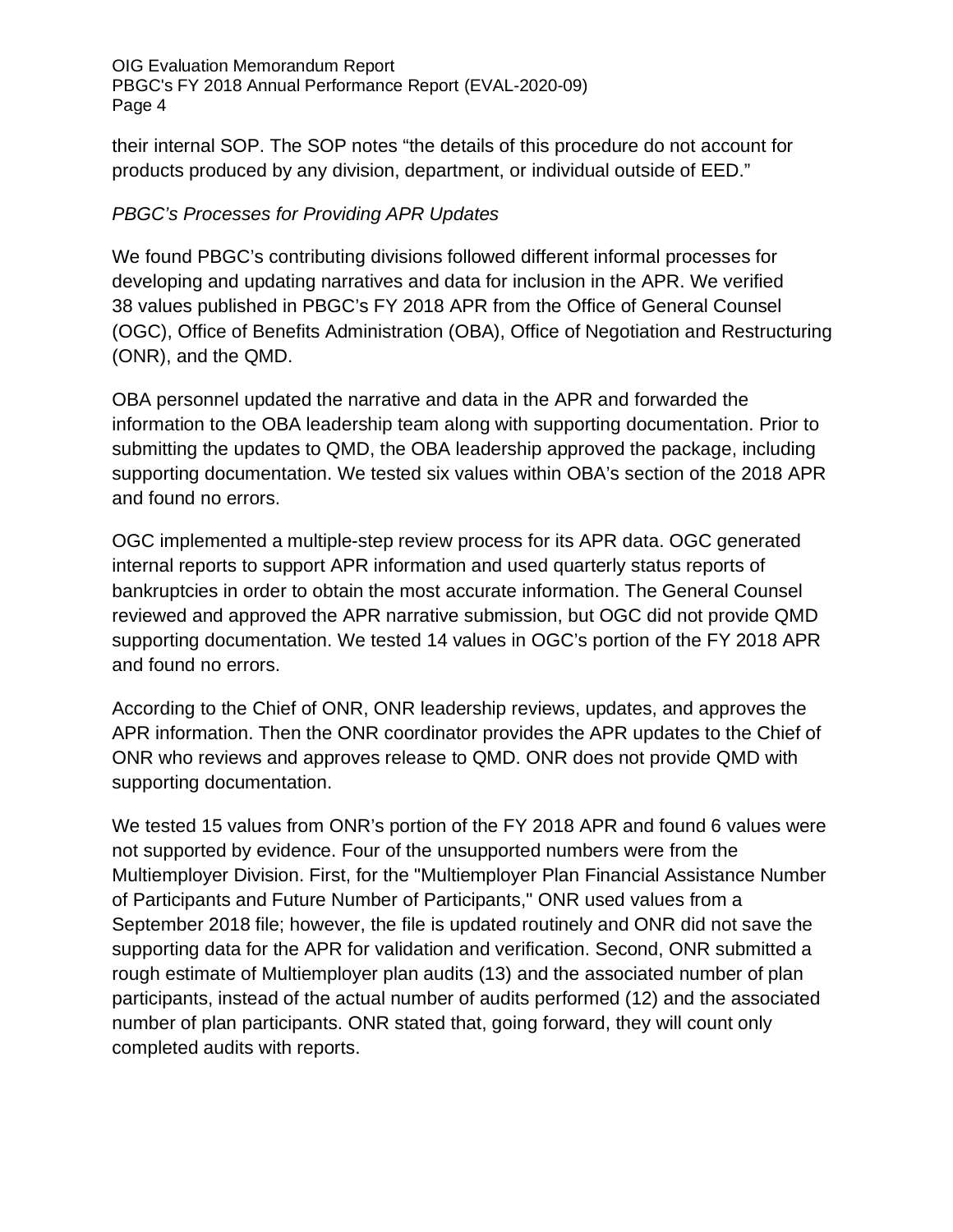their internal SOP. The SOP notes "the details of this procedure do not account for products produced by any division, department, or individual outside of EED."

*PBGC's Processes for Providing APR Updates*

We found PBGC's contributing divisions followed different informal processes for developing and updating narratives and data for inclusion in the APR. We verified 38 values published in PBGC's FY 2018 APR from the Office of General Counsel (OGC), Office of Benefits Administration (OBA), Office of Negotiation and Restructuring (ONR), and the QMD.

OBA personnel updated the narrative and data in the APR and forwarded the information to the OBA leadership team along with supporting documentation. Prior to submitting the updates to QMD, the OBA leadership approved the package, including supporting documentation. We tested six values within OBA's section of the 2018 APR and found no errors.

OGC implemented a multiple-step review process for its APR data. OGC generated internal reports to support APR information and used quarterly status reports of bankruptcies in order to obtain the most accurate information. The General Counsel reviewed and approved the APR narrative submission, but OGC did not provide QMD supporting documentation. We tested 14 values in OGC's portion of the FY 2018 APR and found no errors.

According to the Chief of ONR, ONR leadership reviews, updates, and approves the APR information. Then the ONR coordinator provides the APR updates to the Chief of ONR who reviews and approves release to QMD. ONR does not provide QMD with supporting documentation.

We tested 15 values from ONR's portion of the FY 2018 APR and found 6 values were not supported by evidence. Four of the unsupported numbers were from the Multiemployer Division. First, for the "Multiemployer Plan Financial Assistance Number of Participants and Future Number of Participants," ONR used values from a September 2018 file; however, the file is updated routinely and ONR did not save the supporting data for the APR for validation and verification. Second, ONR submitted a rough estimate of Multiemployer plan audits (13) and the associated number of plan participants, instead of the actual number of audits performed (12) and the associated number of plan participants. ONR stated that, going forward, they will count only completed audits with reports.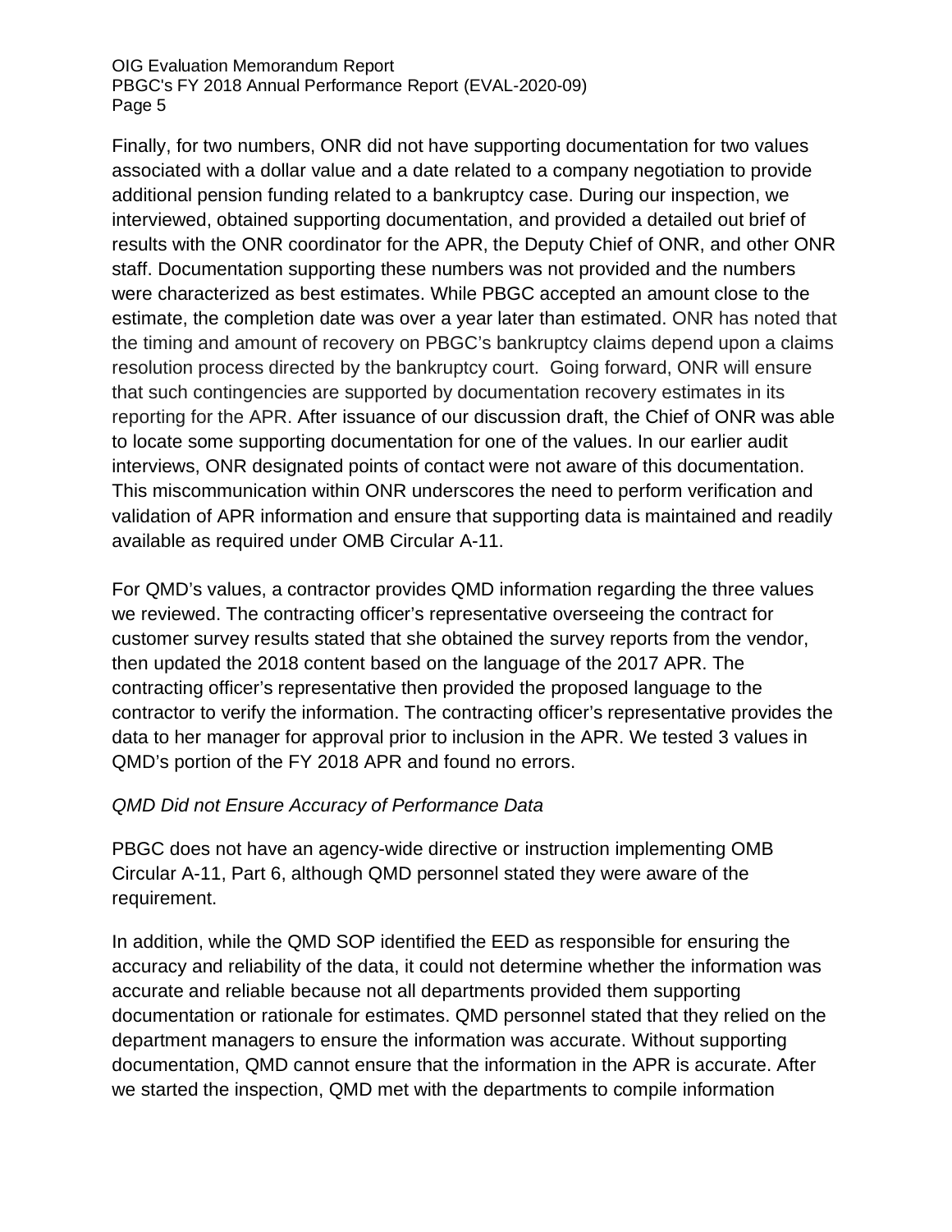Finally, for two numbers, ONR did not have supporting documentation for two values associated with a dollar value and a date related to a company negotiation to provide additional pension funding related to a bankruptcy case. During our inspection, we interviewed, obtained supporting documentation, and provided a detailed out brief of results with the ONR coordinator for the APR, the Deputy Chief of ONR, and other ONR staff. Documentation supporting these numbers was not provided and the numbers were characterized as best estimates. While PBGC accepted an amount close to the estimate, the completion date was over a year later than estimated. ONR has noted that the timing and amount of recovery on PBGC's bankruptcy claims depend upon a claims resolution process directed by the bankruptcy court. Going forward, ONR will ensure that such contingencies are supported by documentation recovery estimates in its reporting for the APR. After issuance of our discussion draft, the Chief of ONR was able to locate some supporting documentation for one of the values. In our earlier audit interviews, ONR designated points of contact were not aware of this documentation. This miscommunication within ONR underscores the need to perform verification and validation of APR information and ensure that supporting data is maintained and readily available as required under OMB Circular A-11.

For QMD's values, a contractor provides QMD information regarding the three values we reviewed. The contracting officer's representative overseeing the contract for customer survey results stated that she obtained the survey reports from the vendor, then updated the 2018 content based on the language of the 2017 APR. The contracting officer's representative then provided the proposed language to the contractor to verify the information. The contracting officer's representative provides the data to her manager for approval prior to inclusion in the APR. We tested 3 values in QMD's portion of the FY 2018 APR and found no errors.

*QMD Did not Ensure Accuracy of Performance Data*

PBGC does not have an agency-wide directive or instruction implementing OMB Circular A-11, Part 6, although QMD personnel stated they were aware of the requirement.

In addition, while the QMD SOP identified the EED as responsible for ensuring the accuracy and reliability of the data, it could not determine whether the information was accurate and reliable because not all departments provided them supporting documentation or rationale for estimates. QMD personnel stated that they relied on the department managers to ensure the information was accurate. Without supporting documentation, QMD cannot ensure that the information in the APR is accurate. After we started the inspection, QMD met with the departments to compile information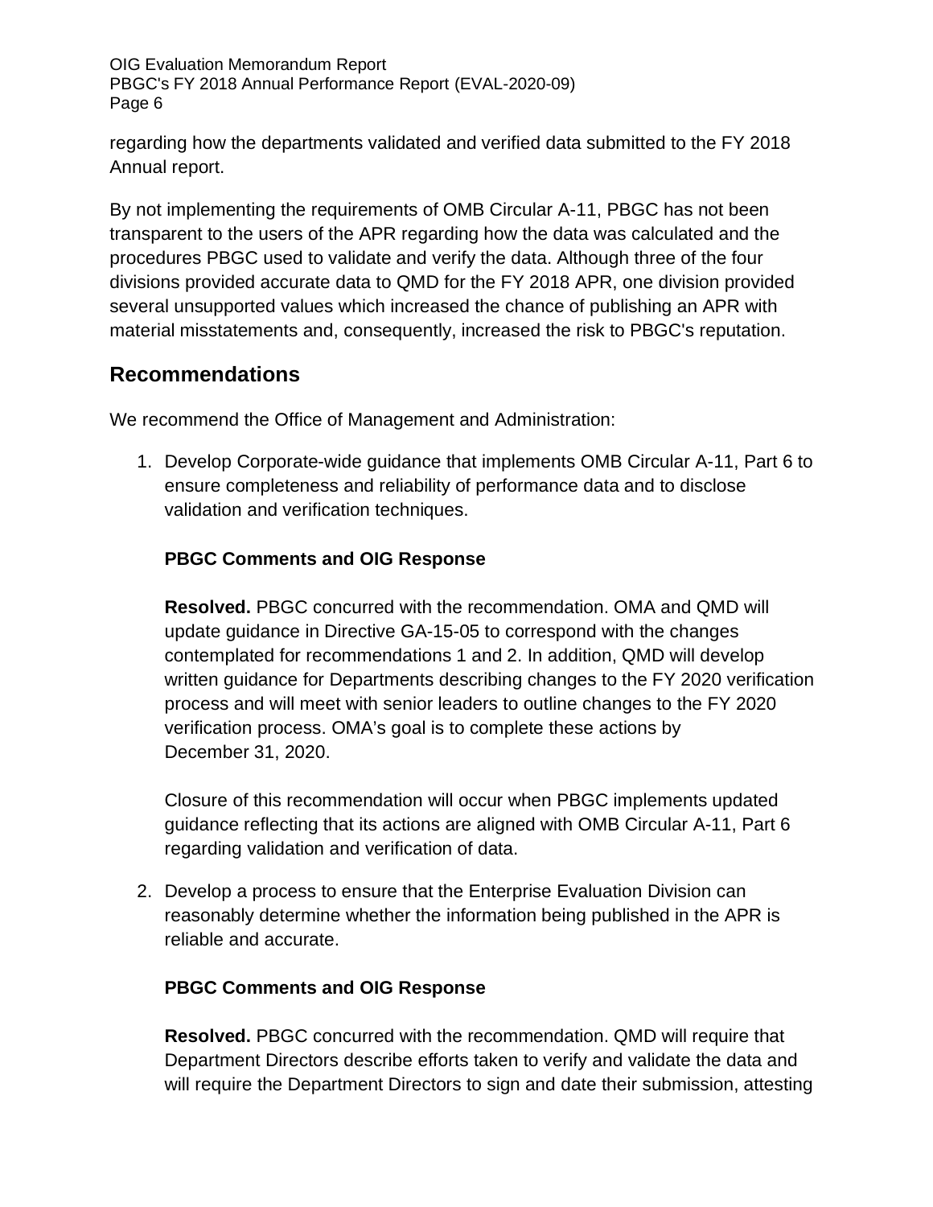regarding how the departments validated and verified data submitted to the FY 2018 Annual report.

By not implementing the requirements of OMB Circular A-11, PBGC has not been transparent to the users of the APR regarding how the data was calculated and the procedures PBGC used to validate and verify the data. Although three of the four divisions provided accurate data to QMD for the FY 2018 APR, one division provided several unsupported values which increased the chance of publishing an APR with material misstatements and, consequently, increased the risk to PBGC's reputation.

## Recommendations

We recommend the Office of Management and Administration:

1. Develop Corporate-wide guidance that implements OMB Circular A-11, Part 6 to ensure completeness and reliability of performance data and to disclose validation and verification techniques.

   **PBGC Comments and OIG Response**

   **Resolved.** PBGC concurred with the recommendation. OMA and QMD will update guidance in Directive GA-15-05 to correspond with the changes contemplated for recommendations 1 and 2. In addition, QMD will develop written guidance for Departments describing changes to the FY 2020 verification process and will meet with senior leaders to outline changes to the FY 2020 verification process. OMA's goal is to complete these actions by December 31, 2020.

   Closure of this recommendation will occur when PBGC implements updated guidance reflecting that its actions are aligned with OMB Circular A-11, Part 6 regarding validation and verification of data.

2. Develop a process to ensure that the Enterprise Evaluation Division can reasonably determine whether the information being published in the APR is reliable and accurate.

   **PBGC Comments and OIG Response**

   **Resolved.** PBGC concurred with the recommendation. QMD will require that Department Directors describe efforts taken to verify and validate the data and will require the Department Directors to sign and date their submission, attesting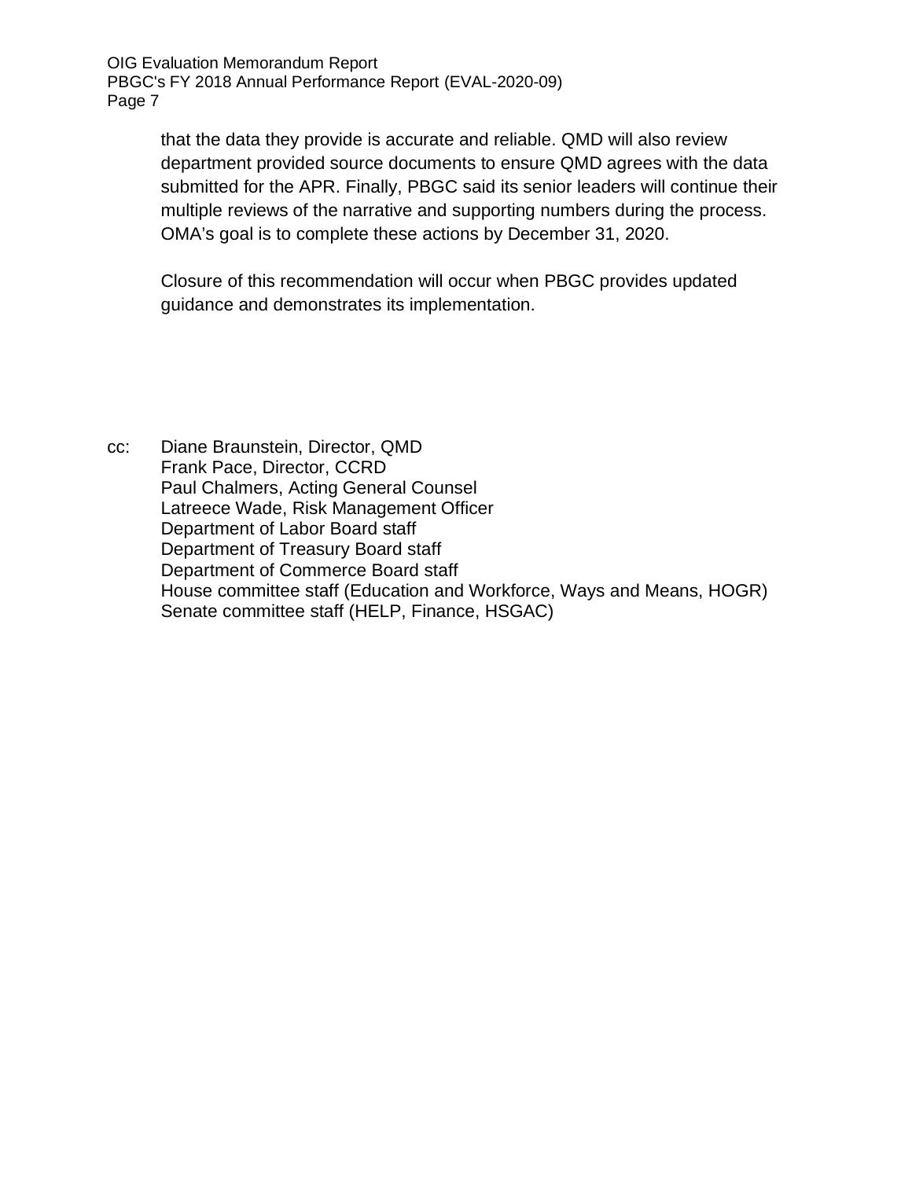that the data they provide is accurate and reliable. QMD will also review department provided source documents to ensure QMD agrees with the data submitted for the APR. Finally, PBGC said its senior leaders will continue their multiple reviews of the narrative and supporting numbers during the process. OMA's goal is to complete these actions by December 31, 2020.

Closure of this recommendation will occur when PBGC provides updated guidance and demonstrates its implementation.

cc: Diane Braunstein, Director, QMD
Frank Pace, Director, CCRD
Paul Chalmers, Acting General Counsel
Latreece Wade, Risk Management Officer
Department of Labor Board staff
Department of Treasury Board staff
Department of Commerce Board staff
House committee staff (Education and Workforce, Ways and Means, HOGR)
Senate committee staff (HELP, Finance, HSGAC)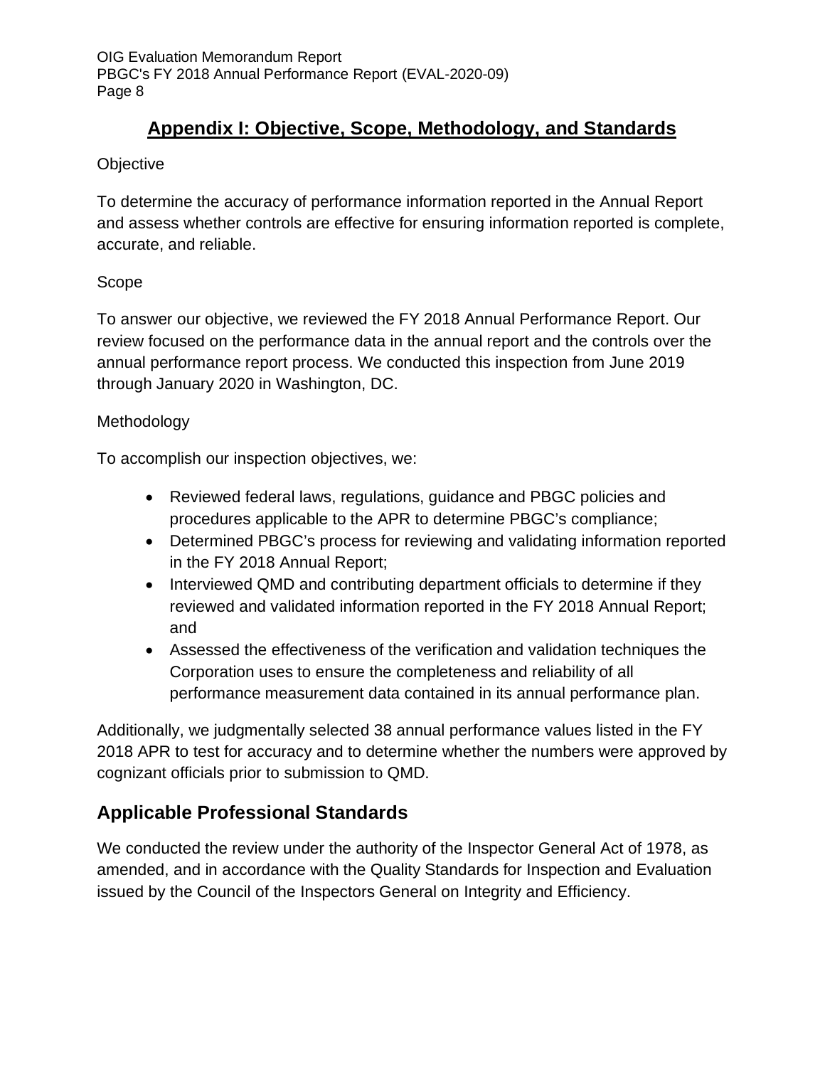## Appendix I: Objective, Scope, Methodology, and Standards

Objective

To determine the accuracy of performance information reported in the Annual Report and assess whether controls are effective for ensuring information reported is complete, accurate, and reliable.

Scope

To answer our objective, we reviewed the FY 2018 Annual Performance Report. Our review focused on the performance data in the annual report and the controls over the annual performance report process. We conducted this inspection from June 2019 through January 2020 in Washington, DC.

Methodology

To accomplish our inspection objectives, we:

- Reviewed federal laws, regulations, guidance and PBGC policies and procedures applicable to the APR to determine PBGC's compliance;
- Determined PBGC's process for reviewing and validating information reported in the FY 2018 Annual Report;
- Interviewed QMD and contributing department officials to determine if they reviewed and validated information reported in the FY 2018 Annual Report; and
- Assessed the effectiveness of the verification and validation techniques the Corporation uses to ensure the completeness and reliability of all performance measurement data contained in its annual performance plan.

Additionally, we judgmentally selected 38 annual performance values listed in the FY 2018 APR to test for accuracy and to determine whether the numbers were approved by cognizant officials prior to submission to QMD.

## Applicable Professional Standards

We conducted the review under the authority of the Inspector General Act of 1978, as amended, and in accordance with the Quality Standards for Inspection and Evaluation issued by the Council of the Inspectors General on Integrity and Efficiency.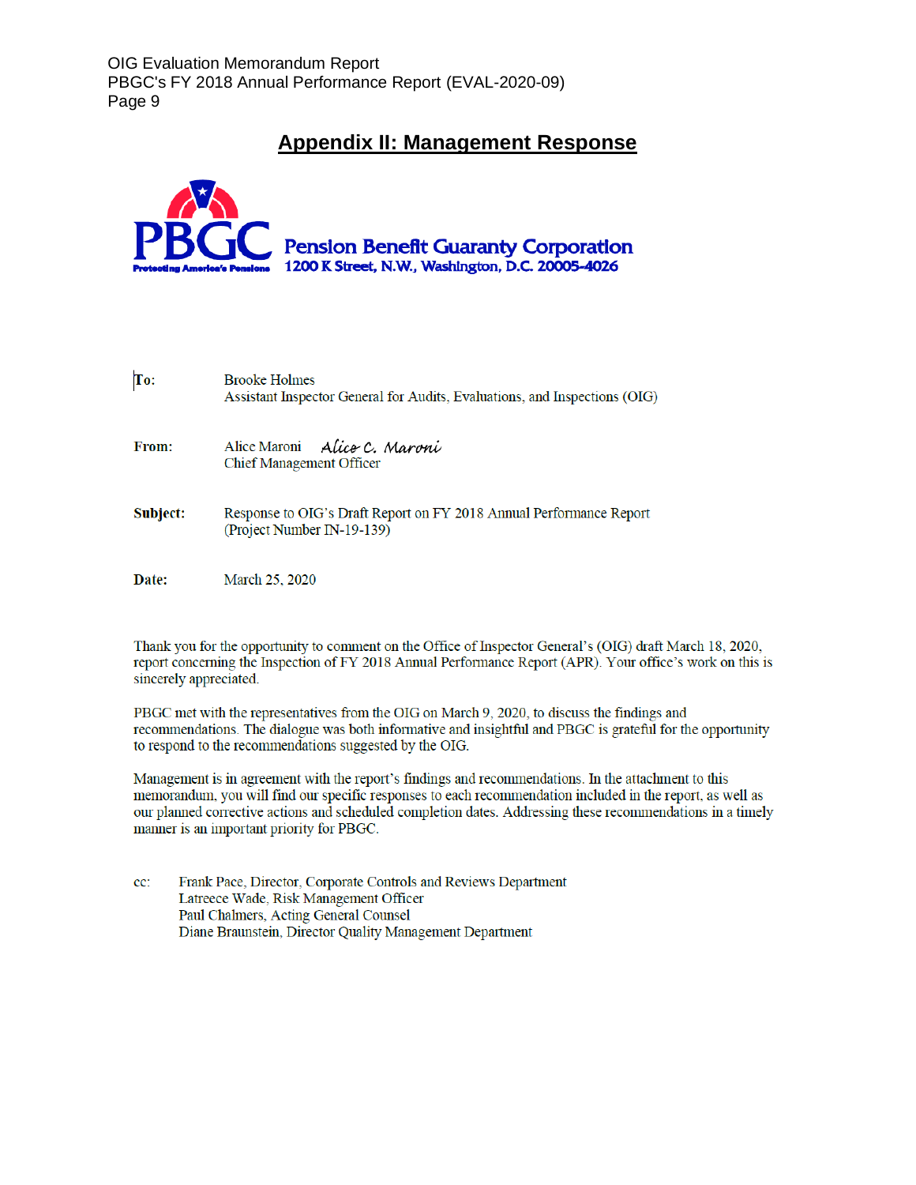## Appendix II: Management Response

**Pension Benefit Guaranty Corporation**
**1200 K Street, N.W., Washington, D.C. 20005-4026**

**To:** Brooke Holmes
Assistant Inspector General for Audits, Evaluations, and Inspections (OIG)

**From:** Alice Maroni *Alice C. Maroni*
Chief Management Officer

**Subject:** Response to OIG's Draft Report on FY 2018 Annual Performance Report (Project Number IN-19-139)

**Date:** March 25, 2020

Thank you for the opportunity to comment on the Office of Inspector General's (OIG) draft March 18, 2020, report concerning the Inspection of FY 2018 Annual Performance Report (APR). Your office's work on this is sincerely appreciated.

PBGC met with the representatives from the OIG on March 9, 2020, to discuss the findings and recommendations. The dialogue was both informative and insightful and PBGC is grateful for the opportunity to respond to the recommendations suggested by the OIG.

Management is in agreement with the report's findings and recommendations. In the attachment to this memorandum, you will find our specific responses to each recommendation included in the report, as well as our planned corrective actions and scheduled completion dates. Addressing these recommendations in a timely manner is an important priority for PBGC.

cc: Frank Pace, Director, Corporate Controls and Reviews Department
Latreece Wade, Risk Management Officer
Paul Chalmers, Acting General Counsel
Diane Braunstein, Director Quality Management Department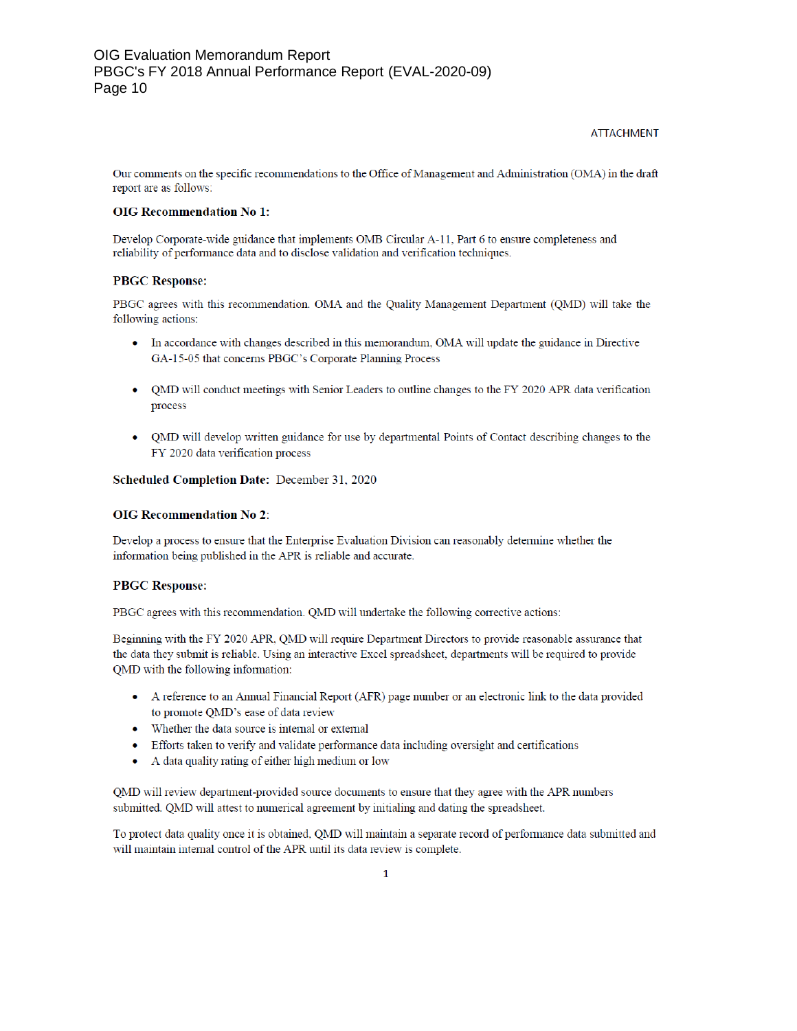ATTACHMENT

Our comments on the specific recommendations to the Office of Management and Administration (OMA) in the draft report are as follows:

**OIG Recommendation No 1:**

Develop Corporate-wide guidance that implements OMB Circular A-11, Part 6 to ensure completeness and reliability of performance data and to disclose validation and verification techniques.

**PBGC Response:**

PBGC agrees with this recommendation. OMA and the Quality Management Department (QMD) will take the following actions:

- In accordance with changes described in this memorandum, OMA will update the guidance in Directive GA-15-05 that concerns PBGC's Corporate Planning Process
- QMD will conduct meetings with Senior Leaders to outline changes to the FY 2020 APR data verification process
- QMD will develop written guidance for use by departmental Points of Contact describing changes to the FY 2020 data verification process

**Scheduled Completion Date:** December 31, 2020

**OIG Recommendation No 2:**

Develop a process to ensure that the Enterprise Evaluation Division can reasonably determine whether the information being published in the APR is reliable and accurate.

**PBGC Response:**

PBGC agrees with this recommendation. QMD will undertake the following corrective actions:

Beginning with the FY 2020 APR, QMD will require Department Directors to provide reasonable assurance that the data they submit is reliable. Using an interactive Excel spreadsheet, departments will be required to provide QMD with the following information:

- A reference to an Annual Financial Report (AFR) page number or an electronic link to the data provided to promote QMD's ease of data review
- Whether the data source is internal or external
- Efforts taken to verify and validate performance data including oversight and certifications
- A data quality rating of either high medium or low

QMD will review department-provided source documents to ensure that they agree with the APR numbers submitted. QMD will attest to numerical agreement by initialing and dating the spreadsheet.

To protect data quality once it is obtained, QMD will maintain a separate record of performance data submitted and will maintain internal control of the APR until its data review is complete.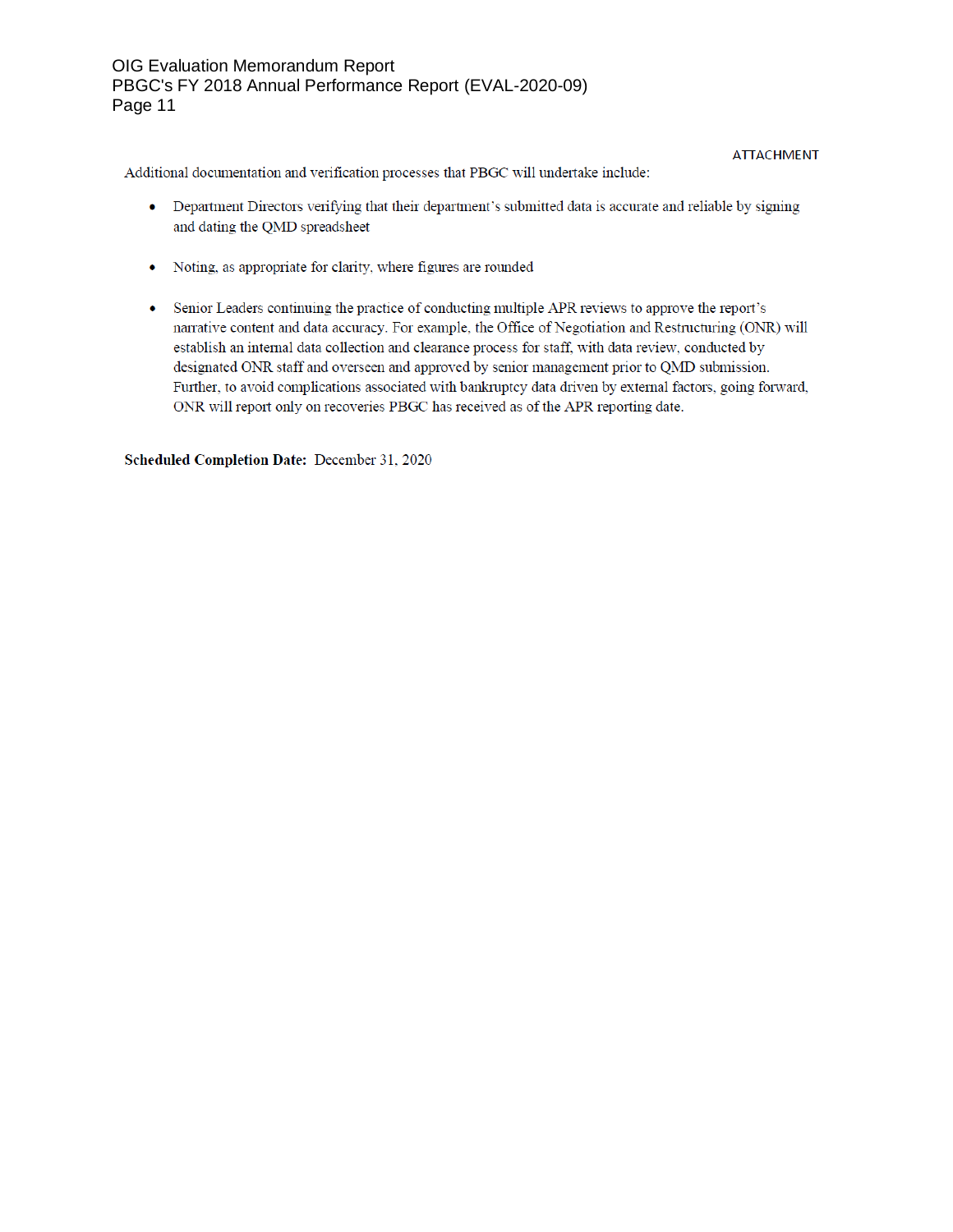ATTACHMENT

Additional documentation and verification processes that PBGC will undertake include:

- Department Directors verifying that their department's submitted data is accurate and reliable by signing and dating the QMD spreadsheet
- Noting, as appropriate for clarity, where figures are rounded
- Senior Leaders continuing the practice of conducting multiple APR reviews to approve the report's narrative content and data accuracy. For example, the Office of Negotiation and Restructuring (ONR) will establish an internal data collection and clearance process for staff, with data review, conducted by designated ONR staff and overseen and approved by senior management prior to QMD submission. Further, to avoid complications associated with bankruptcy data driven by external factors, going forward, ONR will report only on recoveries PBGC has received as of the APR reporting date.

**Scheduled Completion Date:** December 31, 2020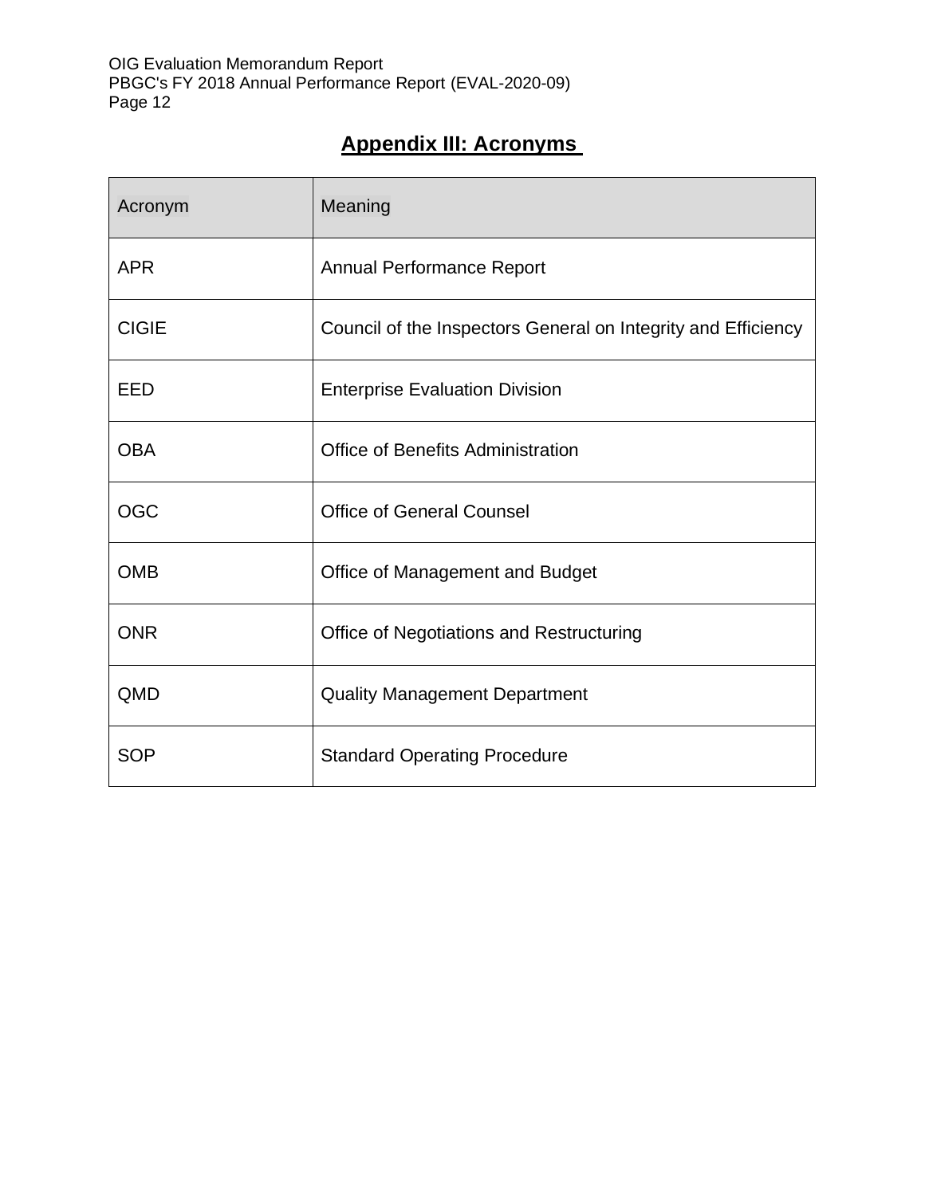## Appendix III: Acronyms

| Acronym | Meaning |
|---|---|
| APR | Annual Performance Report |
| CIGIE | Council of the Inspectors General on Integrity and Efficiency |
| EED | Enterprise Evaluation Division |
| OBA | Office of Benefits Administration |
| OGC | Office of General Counsel |
| OMB | Office of Management and Budget |
| ONR | Office of Negotiations and Restructuring |
| QMD | Quality Management Department |
| SOP | Standard Operating Procedure |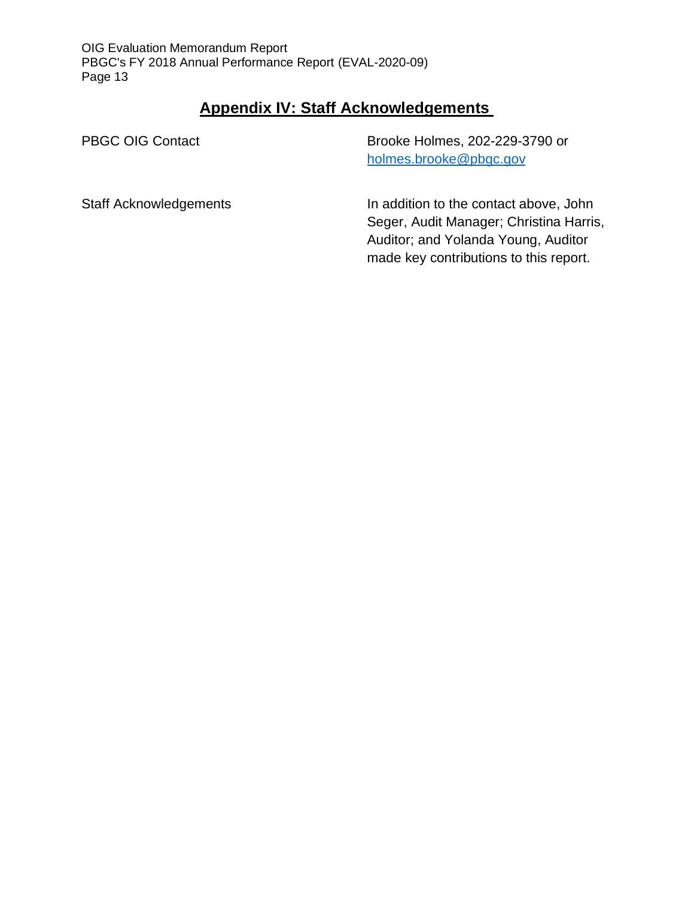## Appendix IV: Staff Acknowledgements

| | |
|---|---|
| PBGC OIG Contact | Brooke Holmes, 202-229-3790 or holmes.brooke@pbgc.gov |
| Staff Acknowledgements | In addition to the contact above, John Seger, Audit Manager; Christina Harris, Auditor; and Yolanda Young, Auditor made key contributions to this report. |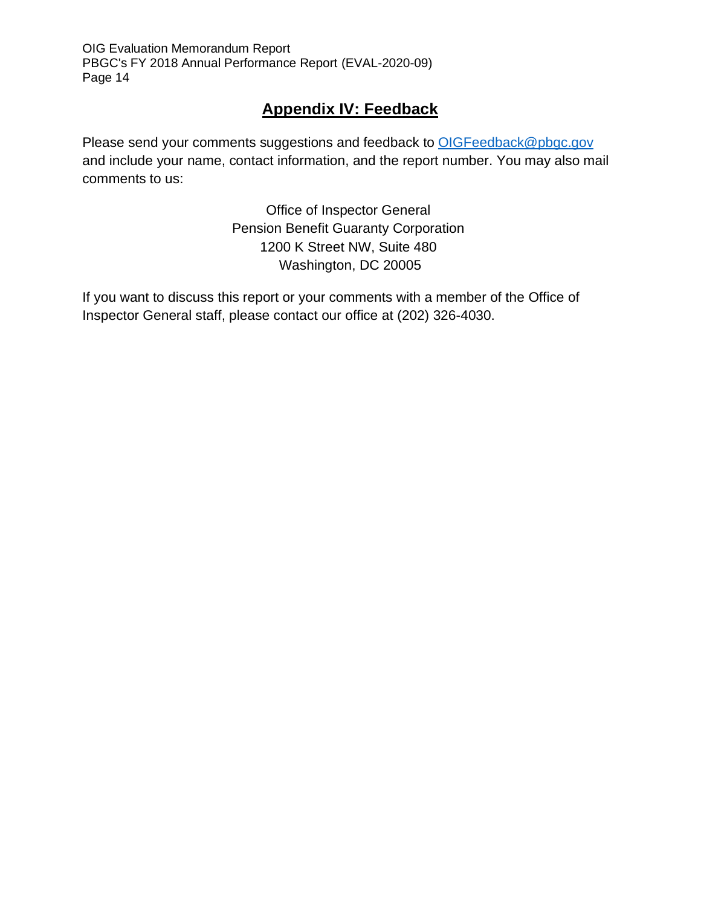## Appendix IV: Feedback

Please send your comments suggestions and feedback to OIGFeedback@pbgc.gov and include your name, contact information, and the report number. You may also mail comments to us:

Office of Inspector General
Pension Benefit Guaranty Corporation
1200 K Street NW, Suite 480
Washington, DC 20005

If you want to discuss this report or your comments with a member of the Office of Inspector General staff, please contact our office at (202) 326-4030.